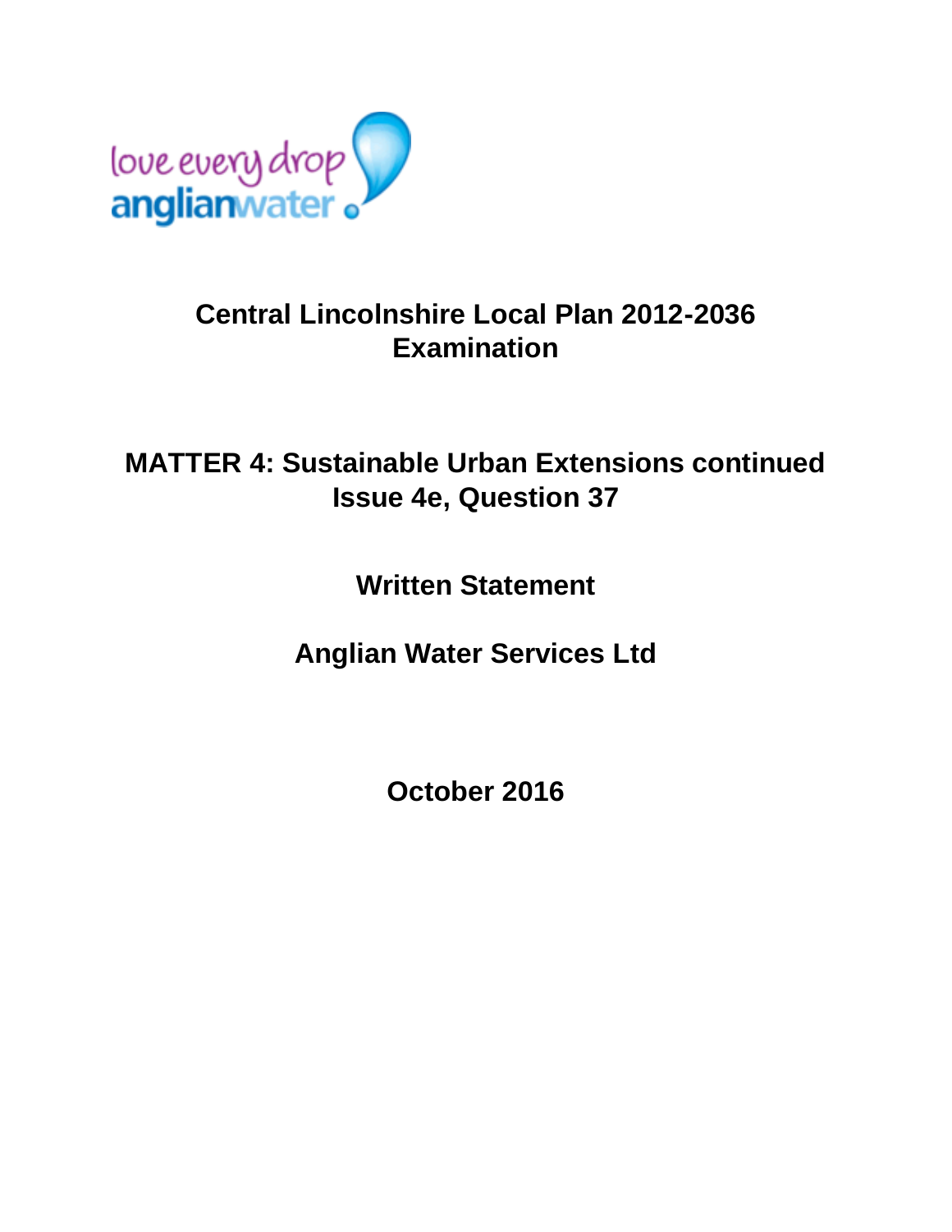love every drop anglianwater

# Central Lincolnshire Local Plan 2012-2036 Examination

## MATTER 4: Sustainable Urban Extensions continued Issue 4e, Question 37

## Written Statement

## Anglian Water Services Ltd

**October 2016**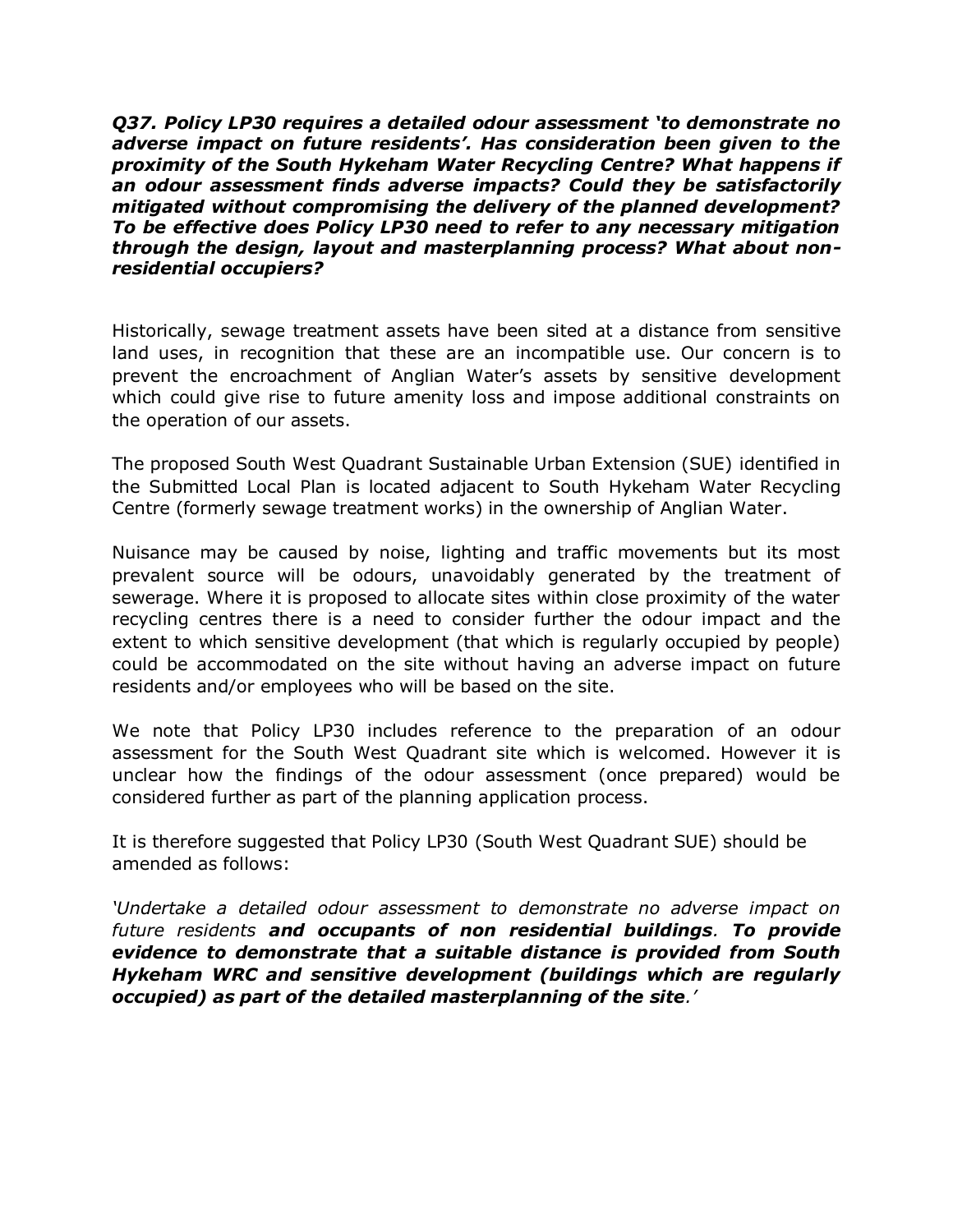***Q37. Policy LP30 requires a detailed odour assessment 'to demonstrate no adverse impact on future residents'. Has consideration been given to the proximity of the South Hykeham Water Recycling Centre? What happens if an odour assessment finds adverse impacts? Could they be satisfactorily mitigated without compromising the delivery of the planned development? To be effective does Policy LP30 need to refer to any necessary mitigation through the design, layout and masterplanning process? What about non-residential occupiers?***

Historically, sewage treatment assets have been sited at a distance from sensitive land uses, in recognition that these are an incompatible use. Our concern is to prevent the encroachment of Anglian Water's assets by sensitive development which could give rise to future amenity loss and impose additional constraints on the operation of our assets.

The proposed South West Quadrant Sustainable Urban Extension (SUE) identified in the Submitted Local Plan is located adjacent to South Hykeham Water Recycling Centre (formerly sewage treatment works) in the ownership of Anglian Water.

Nuisance may be caused by noise, lighting and traffic movements but its most prevalent source will be odours, unavoidably generated by the treatment of sewerage. Where it is proposed to allocate sites within close proximity of the water recycling centres there is a need to consider further the odour impact and the extent to which sensitive development (that which is regularly occupied by people) could be accommodated on the site without having an adverse impact on future residents and/or employees who will be based on the site.

We note that Policy LP30 includes reference to the preparation of an odour assessment for the South West Quadrant site which is welcomed. However it is unclear how the findings of the odour assessment (once prepared) would be considered further as part of the planning application process.

It is therefore suggested that Policy LP30 (South West Quadrant SUE) should be amended as follows:

*'Undertake a detailed odour assessment to demonstrate no adverse impact on future residents **and occupants of non residential buildings**. **To provide evidence to demonstrate that a suitable distance is provided from South Hykeham WRC and sensitive development (buildings which are regularly occupied) as part of the detailed masterplanning of the site**.'*